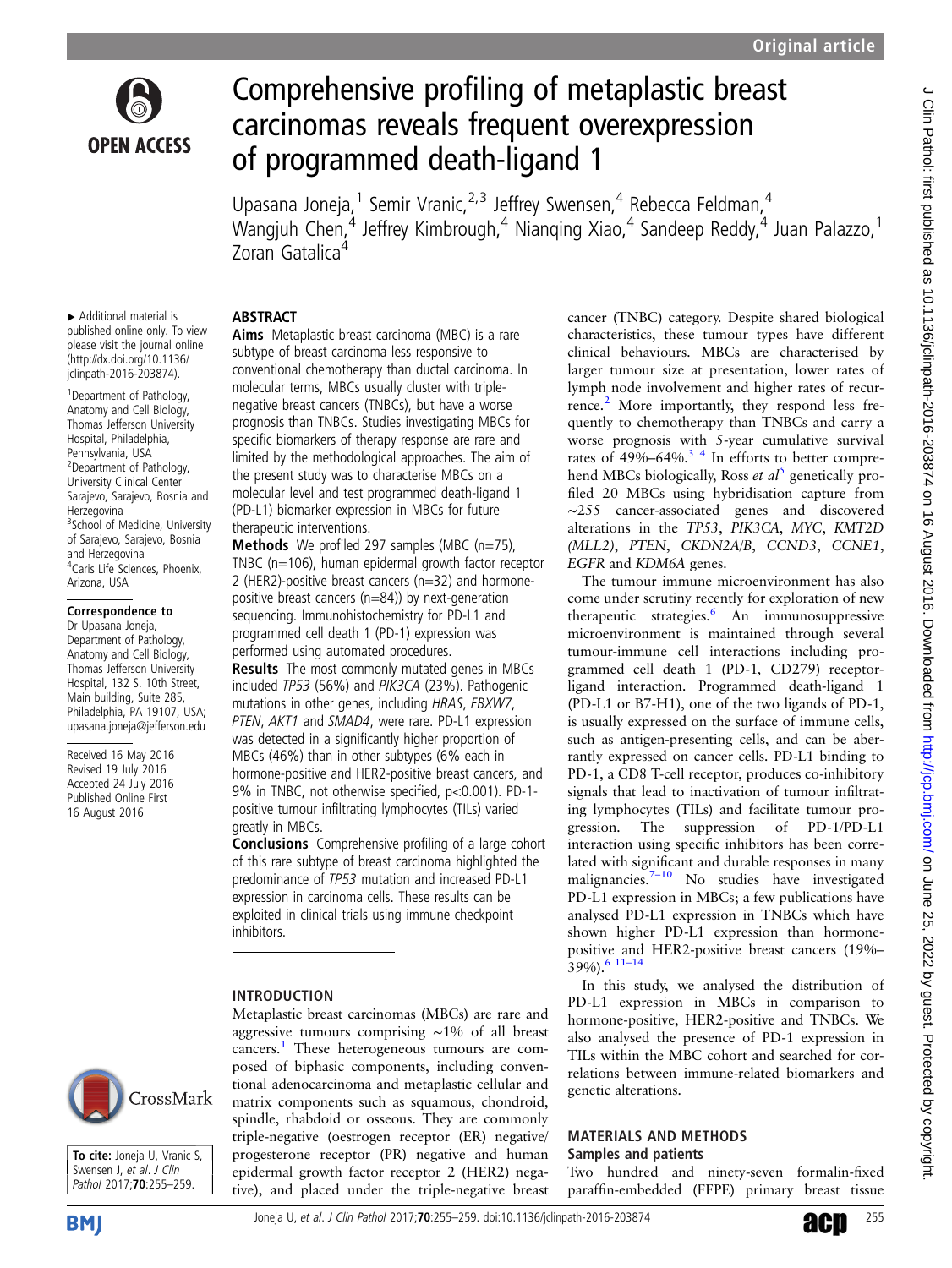# Comprehensive profiling of metaplastic breast carcinomas reveals frequent overexpression of programmed death-ligand 1

Upasana Joneja,[1] Semir Vranic,[2,3] Jeffrey Swensen,[4] Rebecca Feldman,[4] Wangjuh Chen,[4] Jeffrey Kimbrough,[4] Nianqing Xiao,[4] Sandeep Reddy,[4] Juan Palazzo,[1] Zoran Gatalica[4]

► Additional material is published online only. To view please visit the journal online (http://dx.doi.org/10.1136/jclinpath-2016-203874).

[1]Department of Pathology, Anatomy and Cell Biology, Thomas Jefferson University Hospital, Philadelphia, Pennsylvania, USA
[2]Department of Pathology, University Clinical Center Sarajevo, Sarajevo, Bosnia and Herzegovina
[3]School of Medicine, University of Sarajevo, Sarajevo, Bosnia and Herzegovina
[4]Caris Life Sciences, Phoenix, Arizona, USA

**Correspondence to**
Dr Upasana Joneja, Department of Pathology, Anatomy and Cell Biology, Thomas Jefferson University Hospital, 132 S. 10th Street, Main building, Suite 285, Philadelphia, PA 19107, USA; upasana.joneja@jefferson.edu

Received 16 May 2016
Revised 19 July 2016
Accepted 24 July 2016
Published Online First 16 August 2016

**To cite:** Joneja U, Vranic S, Swensen J, *et al*. *J Clin Pathol* 2017;**70**:255–259.

## ABSTRACT

**Aims** Metaplastic breast carcinoma (MBC) is a rare subtype of breast carcinoma less responsive to conventional chemotherapy than ductal carcinoma. In molecular terms, MBCs usually cluster with triple-negative breast cancers (TNBCs), but have a worse prognosis than TNBCs. Studies investigating MBCs for specific biomarkers of therapy response are rare and limited by the methodological approaches. The aim of the present study was to characterise MBCs on a molecular level and test programmed death-ligand 1 (PD-L1) biomarker expression in MBCs for future therapeutic interventions.

**Methods** We profiled 297 samples (MBC (n=75), TNBC (n=106), human epidermal growth factor receptor 2 (HER2)-positive breast cancers (n=32) and hormone-positive breast cancers (n=84)) by next-generation sequencing. Immunohistochemistry for PD-L1 and programmed cell death 1 (PD-1) expression was performed using automated procedures.

**Results** The most commonly mutated genes in MBCs included *TP53* (56%) and *PIK3CA* (23%). Pathogenic mutations in other genes, including *HRAS*, *FBXW7*, *PTEN*, *AKT1* and *SMAD4*, were rare. PD-L1 expression was detected in a significantly higher proportion of MBCs (46%) than in other subtypes (6% each in hormone-positive and HER2-positive breast cancers, and 9% in TNBC, not otherwise specified, p<0.001). PD-1-positive tumour infiltrating lymphocytes (TILs) varied greatly in MBCs.

**Conclusions** Comprehensive profiling of a large cohort of this rare subtype of breast carcinoma highlighted the predominance of *TP53* mutation and increased PD-L1 expression in carcinoma cells. These results can be exploited in clinical trials using immune checkpoint inhibitors.

## INTRODUCTION

Metaplastic breast carcinomas (MBCs) are rare and aggressive tumours comprising ~1% of all breast cancers.[1] These heterogeneous tumours are composed of biphasic components, including conventional adenocarcinoma and metaplastic cellular and matrix components such as squamous, chondroid, spindle, rhabdoid or osseous. They are commonly triple-negative (oestrogen receptor (ER) negative/progesterone receptor (PR) negative and human epidermal growth factor receptor 2 (HER2) negative), and placed under the triple-negative breast cancer (TNBC) category. Despite shared biological characteristics, these tumour types have different clinical behaviours. MBCs are characterised by larger tumour size at presentation, lower rates of lymph node involvement and higher rates of recurrence.[2] More importantly, they respond less frequently to chemotherapy than TNBCs and carry a worse prognosis with 5-year cumulative survival rates of 49%–64%.[3,4] In efforts to better comprehend MBCs biologically, Ross *et al*[5] genetically profiled 20 MBCs using hybridisation capture from ~255 cancer-associated genes and discovered alterations in the *TP53*, *PIK3CA*, *MYC*, *KMT2D (MLL2)*, *PTEN*, *CKDN2A/B*, *CCND3*, *CCNE1*, *EGFR* and *KDM6A* genes.

The tumour immune microenvironment has also come under scrutiny recently for exploration of new therapeutic strategies.[6] An immunosuppressive microenvironment is maintained through several tumour-immune cell interactions including programmed cell death 1 (PD-1, CD279) receptor-ligand interaction. Programmed death-ligand 1 (PD-L1 or B7-H1), one of the two ligands of PD-1, is usually expressed on the surface of immune cells, such as antigen-presenting cells, and can be aberrantly expressed on cancer cells. PD-L1 binding to PD-1, a CD8 T-cell receptor, produces co-inhibitory signals that lead to inactivation of tumour infiltrating lymphocytes (TILs) and facilitate tumour progression. The suppression of PD-1/PD-L1 interaction using specific inhibitors has been correlated with significant and durable responses in many malignancies.[7–10] No studies have investigated PD-L1 expression in MBCs; a few publications have analysed PD-L1 expression in TNBCs which have shown higher PD-L1 expression than hormone-positive and HER2-positive breast cancers (19%–39%).[6,11–14]

In this study, we analysed the distribution of PD-L1 expression in MBCs in comparison to hormone-positive, HER2-positive and TNBCs. We also analysed the presence of PD-1 expression in TILs within the MBC cohort and searched for correlations between immune-related biomarkers and genetic alterations.

## MATERIALS AND METHODS

### Samples and patients

Two hundred and ninety-seven formalin-fixed paraffin-embedded (FFPE) primary breast tissue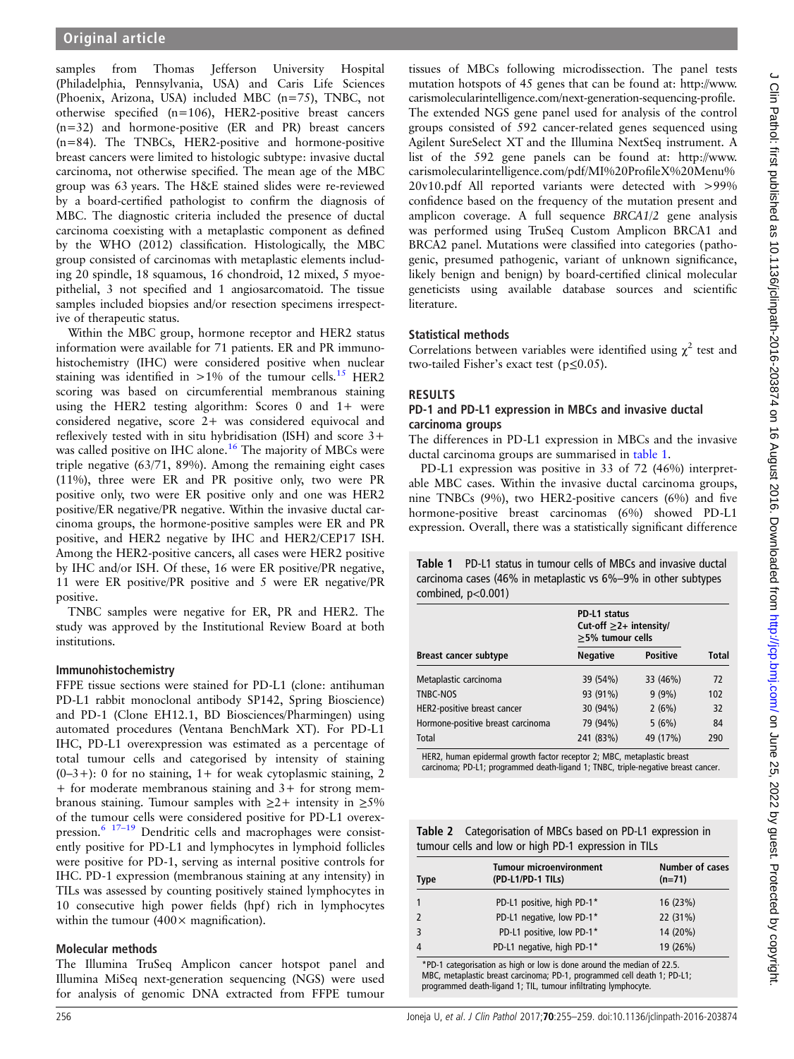samples from Thomas Jefferson University Hospital (Philadelphia, Pennsylvania, USA) and Caris Life Sciences (Phoenix, Arizona, USA) included MBC (n=75), TNBC, not otherwise specified (n=106), HER2-positive breast cancers (n=32) and hormone-positive (ER and PR) breast cancers (n=84). The TNBCs, HER2-positive and hormone-positive breast cancers were limited to histologic subtype: invasive ductal carcinoma, not otherwise specified. The mean age of the MBC group was 63 years. The H&E stained slides were re-reviewed by a board-certified pathologist to confirm the diagnosis of MBC. The diagnostic criteria included the presence of ductal carcinoma coexisting with a metaplastic component as defined by the WHO (2012) classification. Histologically, the MBC group consisted of carcinomas with metaplastic elements including 20 spindle, 18 squamous, 16 chondroid, 12 mixed, 5 myoepithelial, 3 not specified and 1 angiosarcomatoid. The tissue samples included biopsies and/or resection specimens irrespective of therapeutic status.

Within the MBC group, hormone receptor and HER2 status information were available for 71 patients. ER and PR immunohistochemistry (IHC) were considered positive when nuclear staining was identified in >1% of the tumour cells.[15] HER2 scoring was based on circumferential membranous staining using the HER2 testing algorithm: Scores 0 and 1+ were considered negative, score 2+ was considered equivocal and reflexively tested with in situ hybridisation (ISH) and score 3+ was called positive on IHC alone.[16] The majority of MBCs were triple negative (63/71, 89%). Among the remaining eight cases (11%), three were ER and PR positive only, two were PR positive only, two were ER positive only and one was HER2 positive/ER negative/PR negative. Within the invasive ductal carcinoma groups, the hormone-positive samples were ER and PR positive, and HER2 negative by IHC and HER2/CEP17 ISH. Among the HER2-positive cancers, all cases were HER2 positive by IHC and/or ISH. Of these, 16 were ER positive/PR negative, 11 were ER positive/PR positive and 5 were ER negative/PR positive.

TNBC samples were negative for ER, PR and HER2. The study was approved by the Institutional Review Board at both institutions.

### Immunohistochemistry

FFPE tissue sections were stained for PD-L1 (clone: antihuman PD-L1 rabbit monoclonal antibody SP142, Spring Bioscience) and PD-1 (Clone EH12.1, BD Biosciences/Pharmingen) using automated procedures (Ventana BenchMark XT). For PD-L1 IHC, PD-L1 overexpression was estimated as a percentage of total tumour cells and categorised by intensity of staining (0–3+): 0 for no staining, 1+ for weak cytoplasmic staining, 2+ for moderate membranous staining and 3+ for strong membranous staining. Tumour samples with ≥2+ intensity in ≥5% of the tumour cells were considered positive for PD-L1 overexpression.[6 17–19] Dendritic cells and macrophages were consistently positive for PD-L1 and lymphocytes in lymphoid follicles were positive for PD-1, serving as internal positive controls for IHC. PD-1 expression (membranous staining at any intensity) in TILs was assessed by counting positively stained lymphocytes in 10 consecutive high power fields (hpf) rich in lymphocytes within the tumour (400× magnification).

### Molecular methods

The Illumina TruSeq Amplicon cancer hotspot panel and Illumina MiSeq next-generation sequencing (NGS) were used for analysis of genomic DNA extracted from FFPE tumour tissues of MBCs following microdissection. The panel tests mutation hotspots of 45 genes that can be found at: http://www.carismolecularintelligence.com/next-generation-sequencing-profile. The extended NGS gene panel used for analysis of the control groups consisted of 592 cancer-related genes sequenced using Agilent SureSelect XT and the Illumina NextSeq instrument. A list of the 592 gene panels can be found at: http://www.carismolecularintelligence.com/pdf/MI%20ProfileX%20Menu%20v10.pdf All reported variants were detected with >99% confidence based on the frequency of the mutation present and amplicon coverage. A full sequence *BRCA1/2* gene analysis was performed using TruSeq Custom Amplicon BRCA1 and BRCA2 panel. Mutations were classified into categories (pathogenic, presumed pathogenic, variant of unknown significance, likely benign and benign) by board-certified clinical molecular geneticists using available database sources and scientific literature.

### Statistical methods

Correlations between variables were identified using $\chi^2$ test and two-tailed Fisher's exact test ($p \leq 0.05$).

## RESULTS

### PD-1 and PD-L1 expression in MBCs and invasive ductal carcinoma groups

The differences in PD-L1 expression in MBCs and the invasive ductal carcinoma groups are summarised in table 1.

PD-L1 expression was positive in 33 of 72 (46%) interpretable MBC cases. Within the invasive ductal carcinoma groups, nine TNBCs (9%), two HER2-positive cancers (6%) and five hormone-positive breast carcinomas (6%) showed PD-L1 expression. Overall, there was a statistically significant difference

**Table 1** PD-L1 status in tumour cells of MBCs and invasive ductal carcinoma cases (46% in metaplastic vs 6%–9% in other subtypes combined, p<0.001)

| | PD-L1 status Cut-off ≥2+ intensity/≥5% tumour cells | | |
|---|---|---|---|
| Breast cancer subtype | Negative | Positive | Total |
| Metaplastic carcinoma | 39 (54%) | 33 (46%) | 72 |
| TNBC-NOS | 93 (91%) | 9 (9%) | 102 |
| HER2-positive breast cancer | 30 (94%) | 2 (6%) | 32 |
| Hormone-positive breast carcinoma | 79 (94%) | 5 (6%) | 84 |
| Total | 241 (83%) | 49 (17%) | 290 |

HER2, human epidermal growth factor receptor 2; MBC, metaplastic breast carcinoma; PD-L1, programmed death-ligand 1; TNBC, triple-negative breast cancer.

**Table 2** Categorisation of MBCs based on PD-L1 expression in tumour cells and low or high PD-1 expression in TILs

| Type | Tumour microenvironment (PD-L1/PD-1 TILs) | Number of cases (n=71) |
|---|---|---|
| 1 | PD-L1 positive, high PD-1* | 16 (23%) |
| 2 | PD-L1 negative, low PD-1* | 22 (31%) |
| 3 | PD-L1 positive, low PD-1* | 14 (20%) |
| 4 | PD-L1 negative, high PD-1* | 19 (26%) |

*PD-1 categorisation as high or low is done around the median of 22.5.
MBC, metaplastic breast carcinoma; PD-1, programmed cell death 1; PD-L1, programmed death-ligand 1; TIL, tumour infiltrating lymphocyte.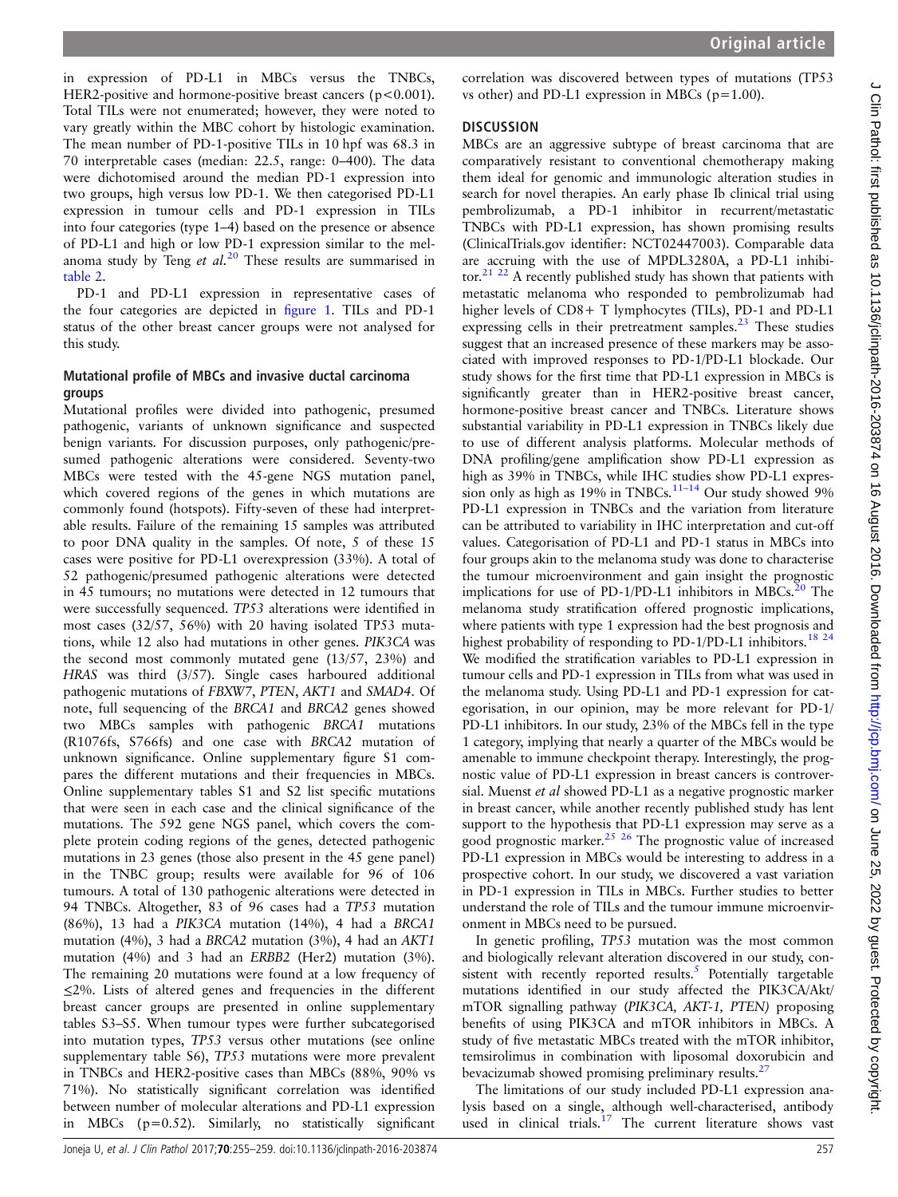in expression of PD-L1 in MBCs versus the TNBCs, HER2-positive and hormone-positive breast cancers ($p<0.001$). Total TILs were not enumerated; however, they were noted to vary greatly within the MBC cohort by histologic examination. The mean number of PD-1-positive TILs in 10 hpf was 68.3 in 70 interpretable cases (median: 22.5, range: 0–400). The data were dichotomised around the median PD-1 expression into two groups, high versus low PD-1. We then categorised PD-L1 expression in tumour cells and PD-1 expression in TILs into four categories (type 1–4) based on the presence or absence of PD-L1 and high or low PD-1 expression similar to the melanoma study by Teng *et al*.[20] These results are summarised in table 2.

PD-1 and PD-L1 expression in representative cases of the four categories are depicted in figure 1. TILs and PD-1 status of the other breast cancer groups were not analysed for this study.

### Mutational profile of MBCs and invasive ductal carcinoma groups

Mutational profiles were divided into pathogenic, presumed pathogenic, variants of unknown significance and suspected benign variants. For discussion purposes, only pathogenic/presumed pathogenic alterations were considered. Seventy-two MBCs were tested with the 45-gene NGS mutation panel, which covered regions of the genes in which mutations are commonly found (hotspots). Fifty-seven of these had interpretable results. Failure of the remaining 15 samples was attributed to poor DNA quality in the samples. Of note, 5 of these 15 cases were positive for PD-L1 overexpression (33%). A total of 52 pathogenic/presumed pathogenic alterations were detected in 45 tumours; no mutations were detected in 12 tumours that were successfully sequenced. *TP53* alterations were identified in most cases (32/57, 56%) with 20 having isolated TP53 mutations, while 12 also had mutations in other genes. *PIK3CA* was the second most commonly mutated gene (13/57, 23%) and *HRAS* was third (3/57). Single cases harboured additional pathogenic mutations of *FBXW7*, *PTEN*, *AKT1* and *SMAD4*. Of note, full sequencing of the *BRCA1* and *BRCA2* genes showed two MBCs samples with pathogenic *BRCA1* mutations (R1076fs, S766fs) and one case with *BRCA2* mutation of unknown significance. Online supplementary figure S1 compares the different mutations and their frequencies in MBCs. Online supplementary tables S1 and S2 list specific mutations that were seen in each case and the clinical significance of the mutations. The 592 gene NGS panel, which covers the complete protein coding regions of the genes, detected pathogenic mutations in 23 genes (those also present in the 45 gene panel) in the TNBC group; results were available for 96 of 106 tumours. A total of 130 pathogenic alterations were detected in 94 TNBCs. Altogether, 83 of 96 cases had a *TP53* mutation (86%), 13 had a *PIK3CA* mutation (14%), 4 had a *BRCA1* mutation (4%), 3 had a *BRCA2* mutation (3%), 4 had an *AKT1* mutation (4%) and 3 had an *ERBB2* (Her2) mutation (3%). The remaining 20 mutations were found at a low frequency of ≤2%. Lists of altered genes and frequencies in the different breast cancer groups are presented in online supplementary tables S3–S5. When tumour types were further subcategorised into mutation types, *TP53* versus other mutations (see online supplementary table S6), *TP53* mutations were more prevalent in TNBCs and HER2-positive cases than MBCs (88%, 90% vs 71%). No statistically significant correlation was identified between number of molecular alterations and PD-L1 expression in MBCs ($p=0.52$). Similarly, no statistically significant correlation was discovered between types of mutations (TP53 vs other) and PD-L1 expression in MBCs ($p=1.00$).

## DISCUSSION

MBCs are an aggressive subtype of breast carcinoma that are comparatively resistant to conventional chemotherapy making them ideal for genomic and immunologic alteration studies in search for novel therapies. An early phase Ib clinical trial using pembrolizumab, a PD-1 inhibitor in recurrent/metastatic TNBCs with PD-L1 expression, has shown promising results (ClinicalTrials.gov identifier: NCT02447003). Comparable data are accruing with the use of MPDL3280A, a PD-L1 inhibitor.[21,22] A recently published study has shown that patients with metastatic melanoma who responded to pembrolizumab had higher levels of CD8+ T lymphocytes (TILs), PD-1 and PD-L1 expressing cells in their pretreatment samples.[23] These studies suggest that an increased presence of these markers may be associated with improved responses to PD-1/PD-L1 blockade. Our study shows for the first time that PD-L1 expression in MBCs is significantly greater than in HER2-positive breast cancer, hormone-positive breast cancer and TNBCs. Literature shows substantial variability in PD-L1 expression in TNBCs likely due to use of different analysis platforms. Molecular methods of DNA profiling/gene amplification show PD-L1 expression as high as 39% in TNBCs, while IHC studies show PD-L1 expression only as high as 19% in TNBCs.[11–14] Our study showed 9% PD-L1 expression in TNBCs and the variation from literature can be attributed to variability in IHC interpretation and cut-off values. Categorisation of PD-L1 and PD-1 status in MBCs into four groups akin to the melanoma study was done to characterise the tumour microenvironment and gain insight the prognostic implications for use of PD-1/PD-L1 inhibitors in MBCs.[20] The melanoma study stratification offered prognostic implications, where patients with type 1 expression had the best prognosis and highest probability of responding to PD-1/PD-L1 inhibitors.[18,24] We modified the stratification variables to PD-L1 expression in tumour cells and PD-1 expression in TILs from what was used in the melanoma study. Using PD-L1 and PD-1 expression for categorisation, in our opinion, may be more relevant for PD-1/PD-L1 inhibitors. In our study, 23% of the MBCs fell in the type 1 category, implying that nearly a quarter of the MBCs would be amenable to immune checkpoint therapy. Interestingly, the prognostic value of PD-L1 expression in breast cancers is controversial. Muenst *et al* showed PD-L1 as a negative prognostic marker in breast cancer, while another recently published study has lent support to the hypothesis that PD-L1 expression may serve as a good prognostic marker.[25,26] The prognostic value of increased PD-L1 expression in MBCs would be interesting to address in a prospective cohort. In our study, we discovered a vast variation in PD-1 expression in TILs in MBCs. Further studies to better understand the role of TILs and the tumour immune microenvironment in MBCs need to be pursued.

In genetic profiling, *TP53* mutation was the most common and biologically relevant alteration discovered in our study, consistent with recently reported results.[5] Potentially targetable mutations identified in our study affected the PIK3CA/Akt/mTOR signalling pathway (*PIK3CA, AKT-1, PTEN)* proposing benefits of using PIK3CA and mTOR inhibitors in MBCs. A study of five metastatic MBCs treated with the mTOR inhibitor, temsirolimus in combination with liposomal doxorubicin and bevacizumab showed promising preliminary results.[27]

The limitations of our study included PD-L1 expression analysis based on a single, although well-characterised, antibody used in clinical trials.[17] The current literature shows vast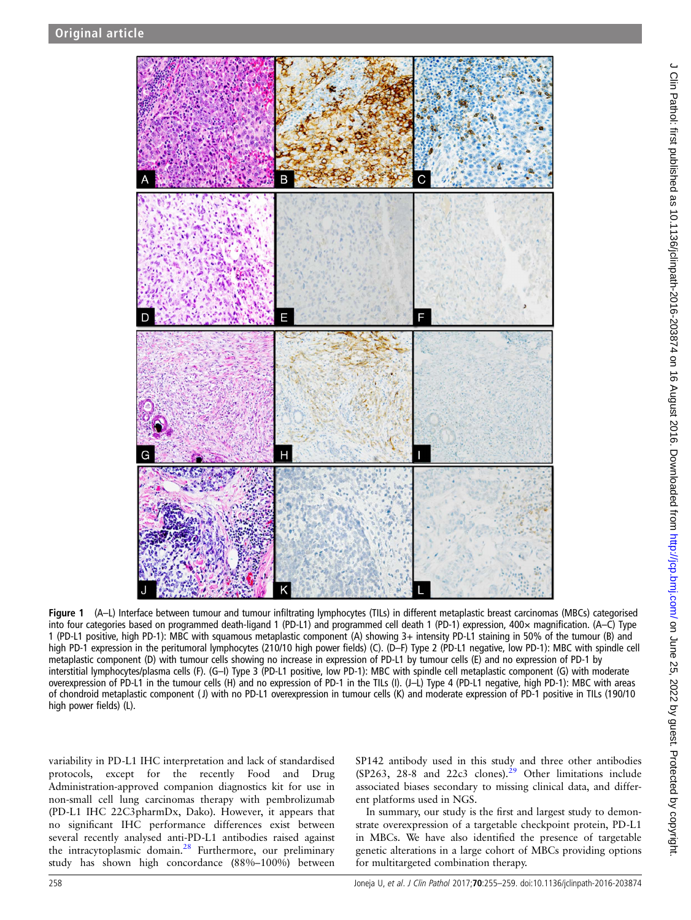Figure 1 (A–L) Interface between tumour and tumour infiltrating lymphocytes (TILs) in different metaplastic breast carcinomas (MBCs) categorised into four categories based on programmed death-ligand 1 (PD-L1) and programmed cell death 1 (PD-1) expression, 400× magnification. (A–C) Type 1 (PD-L1 positive, high PD-1): MBC with squamous metaplastic component (A) showing 3+ intensity PD-L1 staining in 50% of the tumour (B) and high PD-1 expression in the peritumoral lymphocytes (210/10 high power fields) (C). (D–F) Type 2 (PD-L1 negative, low PD-1): MBC with spindle cell metaplastic component (D) with tumour cells showing no increase in expression of PD-L1 by tumour cells (E) and no expression of PD-1 by interstitial lymphocytes/plasma cells (F). (G–I) Type 3 (PD-L1 positive, low PD-1): MBC with spindle cell metaplastic component (G) with moderate overexpression of PD-L1 in the tumour cells (H) and no expression of PD-1 in the TILs (I). (J–L) Type 4 (PD-L1 negative, high PD-1): MBC with areas of chondroid metaplastic component (J) with no PD-L1 overexpression in tumour cells (K) and moderate expression of PD-1 positive in TILs (190/10 high power fields) (L).

variability in PD-L1 IHC interpretation and lack of standardised protocols, except for the recently Food and Drug Administration-approved companion diagnostics kit for use in non-small cell lung carcinomas therapy with pembrolizumab (PD-L1 IHC 22C3pharmDx, Dako). However, it appears that no significant IHC performance differences exist between several recently analysed anti-PD-L1 antibodies raised against the intracytoplasmic domain.[28] Furthermore, our preliminary study has shown high concordance (88%–100%) between SP142 antibody used in this study and three other antibodies (SP263, 28-8 and 22c3 clones).[29] Other limitations include associated biases secondary to missing clinical data, and different platforms used in NGS.

In summary, our study is the first and largest study to demonstrate overexpression of a targetable checkpoint protein, PD-L1 in MBCs. We have also identified the presence of targetable genetic alterations in a large cohort of MBCs providing options for multitargeted combination therapy.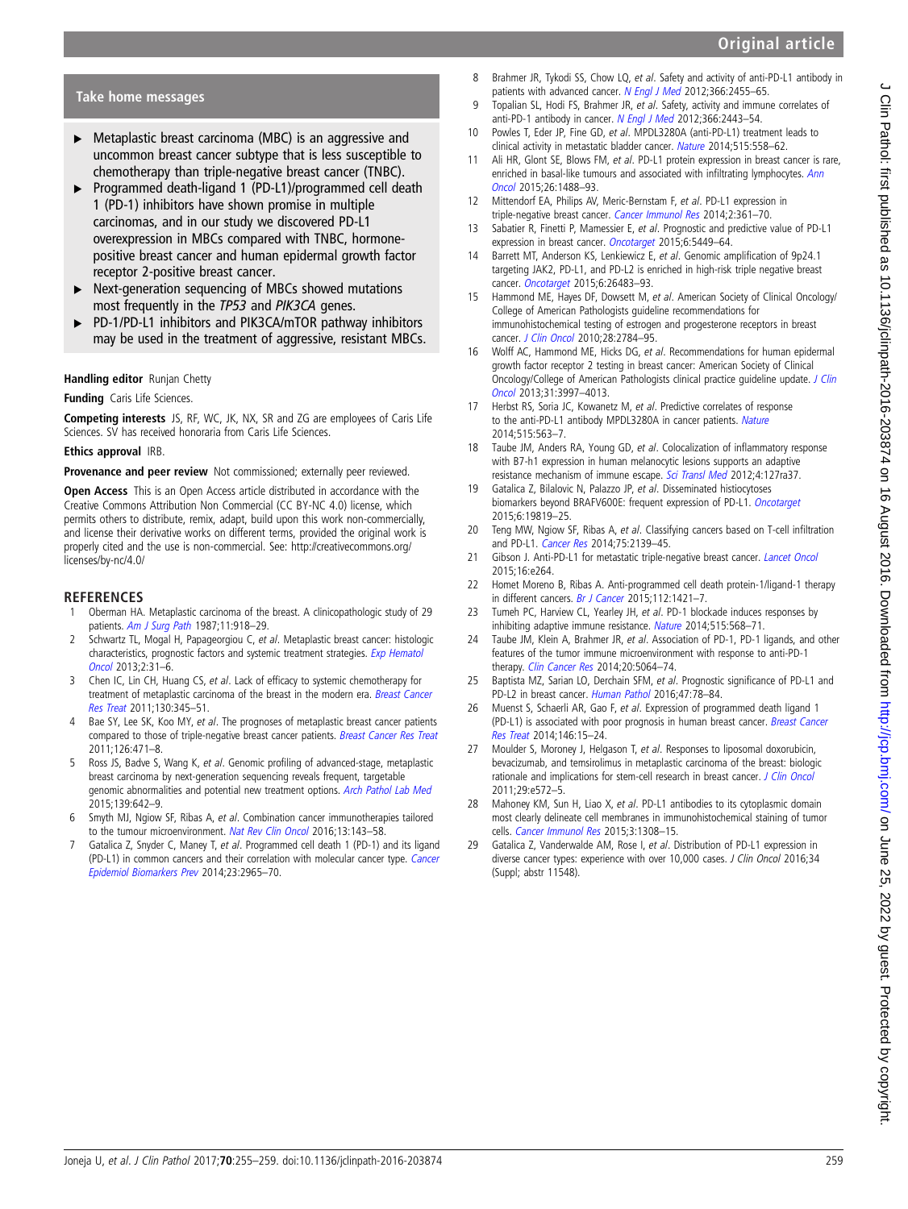## Take home messages

- Metaplastic breast carcinoma (MBC) is an aggressive and uncommon breast cancer subtype that is less susceptible to chemotherapy than triple-negative breast cancer (TNBC).
- Programmed death-ligand 1 (PD-L1)/programmed cell death 1 (PD-1) inhibitors have shown promise in multiple carcinomas, and in our study we discovered PD-L1 overexpression in MBCs compared with TNBC, hormone-positive breast cancer and human epidermal growth factor receptor 2-positive breast cancer.
- Next-generation sequencing of MBCs showed mutations most frequently in the *TP53* and *PIK3CA* genes.
- PD-1/PD-L1 inhibitors and PIK3CA/mTOR pathway inhibitors may be used in the treatment of aggressive, resistant MBCs.

**Handling editor** Runjan Chetty

**Funding** Caris Life Sciences.

**Competing interests** JS, RF, WC, JK, NX, SR and ZG are employees of Caris Life Sciences. SV has received honoraria from Caris Life Sciences.

**Ethics approval** IRB.

**Provenance and peer review** Not commissioned; externally peer reviewed.

**Open Access** This is an Open Access article distributed in accordance with the Creative Commons Attribution Non Commercial (CC BY-NC 4.0) license, which permits others to distribute, remix, adapt, build upon this work non-commercially, and license their derivative works on different terms, provided the original work is properly cited and the use is non-commercial. See: http://creativecommons.org/licenses/by-nc/4.0/

## REFERENCES

1. Oberman HA. Metaplastic carcinoma of the breast. A clinicopathologic study of 29 patients. *Am J Surg Path* 1987;11:918–29.
2. Schwartz TL, Mogal H, Papageorgiou C, *et al*. Metaplastic breast cancer: histologic characteristics, prognostic factors and systemic treatment strategies. *Exp Hematol Oncol* 2013;2:31–6.
3. Chen IC, Lin CH, Huang CS, *et al*. Lack of efficacy to systemic chemotherapy for treatment of metaplastic carcinoma of the breast in the modern era. *Breast Cancer Res Treat* 2011;130:345–51.
4. Bae SY, Lee SK, Koo MY, *et al*. The prognoses of metaplastic breast cancer patients compared to those of triple-negative breast cancer patients. *Breast Cancer Res Treat* 2011;126:471–8.
5. Ross JS, Badve S, Wang K, *et al*. Genomic profiling of advanced-stage, metaplastic breast carcinoma by next-generation sequencing reveals frequent, targetable genomic abnormalities and potential new treatment options. *Arch Pathol Lab Med* 2015;139:642–9.
6. Smyth MJ, Ngiow SF, Ribas A, *et al*. Combination cancer immunotherapies tailored to the tumour microenvironment. *Nat Rev Clin Oncol* 2016;13:143–58.
7. Gatalica Z, Snyder C, Maney T, *et al*. Programmed cell death 1 (PD-1) and its ligand (PD-L1) in common cancers and their correlation with molecular cancer type. *Cancer Epidemiol Biomarkers Prev* 2014;23:2965–70.
8. Brahmer JR, Tykodi SS, Chow LQ, *et al*. Safety and activity of anti-PD-L1 antibody in patients with advanced cancer. *N Engl J Med* 2012;366:2455–65.
9. Topalian SL, Hodi FS, Brahmer JR, *et al*. Safety, activity and immune correlates of anti-PD-1 antibody in cancer. *N Engl J Med* 2012;366:2443–54.
10. Powles T, Eder JP, Fine GD, *et al*. MPDL3280A (anti-PD-L1) treatment leads to clinical activity in metastatic bladder cancer. *Nature* 2014;515:558–62.
11. Ali HR, Glont SE, Blows FM, *et al*. PD-L1 protein expression in breast cancer is rare, enriched in basal-like tumours and associated with infiltrating lymphocytes. *Ann Oncol* 2015;26:1488–93.
12. Mittendorf EA, Philips AV, Meric-Bernstam F, *et al*. PD-L1 expression in triple-negative breast cancer. *Cancer Immunol Res* 2014;2:361–70.
13. Sabatier R, Finetti P, Mamessier E, *et al*. Prognostic and predictive value of PD-L1 expression in breast cancer. *Oncotarget* 2015;6:5449–64.
14. Barrett MT, Anderson KS, Lenkiewicz E, *et al*. Genomic amplification of 9p24.1 targeting JAK2, PD-L1, and PD-L2 is enriched in high-risk triple negative breast cancer. *Oncotarget* 2015;6:26483–93.
15. Hammond ME, Hayes DF, Dowsett M, *et al*. American Society of Clinical Oncology/College of American Pathologists guideline recommendations for immunohistochemical testing of estrogen and progesterone receptors in breast cancer. *J Clin Oncol* 2010;28:2784–95.
16. Wolff AC, Hammond ME, Hicks DG, *et al*. Recommendations for human epidermal growth factor receptor 2 testing in breast cancer: American Society of Clinical Oncology/College of American Pathologists clinical practice guideline update. *J Clin Oncol* 2013;31:3997–4013.
17. Herbst RS, Soria JC, Kowanetz M, *et al*. Predictive correlates of response to the anti-PD-L1 antibody MPDL3280A in cancer patients. *Nature* 2014;515:563–7.
18. Taube JM, Anders RA, Young GD, *et al*. Colocalization of inflammatory response with B7-h1 expression in human melanocytic lesions supports an adaptive resistance mechanism of immune escape. *Sci Transl Med* 2012;4:127ra37.
19. Gatalica Z, Bilalovic N, Palazzo JP, *et al*. Disseminated histiocytoses biomarkers beyond BRAFV600E: frequent expression of PD-L1. *Oncotarget* 2015;6:19819–25.
20. Teng MW, Ngiow SF, Ribas A, *et al*. Classifying cancers based on T-cell infiltration and PD-L1. *Cancer Res* 2014;75:2139–45.
21. Gibson J. Anti-PD-L1 for metastatic triple-negative breast cancer. *Lancet Oncol* 2015;16:e264.
22. Homet Moreno B, Ribas A. Anti-programmed cell death protein-1/ligand-1 therapy in different cancers. *Br J Cancer* 2015;112:1421–7.
23. Tumeh PC, Harview CL, Yearley JH, *et al*. PD-1 blockade induces responses by inhibiting adaptive immune resistance. *Nature* 2014;515:568–71.
24. Taube JM, Klein A, Brahmer JR, *et al*. Association of PD-1, PD-1 ligands, and other features of the tumor immune microenvironment with response to anti-PD-1 therapy. *Clin Cancer Res* 2014;20:5064–74.
25. Baptista MZ, Sarian LO, Derchain SFM, *et al*. Prognostic significance of PD-L1 and PD-L2 in breast cancer. *Human Pathol* 2016;47:78–84.
26. Muenst S, Schaerli AR, Gao F, *et al*. Expression of programmed death ligand 1 (PD-L1) is associated with poor prognosis in human breast cancer. *Breast Cancer Res Treat* 2014;146:15–24.
27. Moulder S, Moroney J, Helgason T, *et al*. Responses to liposomal doxorubicin, bevacizumab, and temsirolimus in metaplastic carcinoma of the breast: biologic rationale and implications for stem-cell research in breast cancer. *J Clin Oncol* 2011;29:e572–5.
28. Mahoney KM, Sun H, Liao X, *et al*. PD-L1 antibodies to its cytoplasmic domain most clearly delineate cell membranes in immunohistochemical staining of tumor cells. *Cancer Immunol Res* 2015;3:1308–15.
29. Gatalica Z, Vanderwalde AM, Rose I, *et al*. Distribution of PD-L1 expression in diverse cancer types: experience with over 10,000 cases. *J Clin Oncol* 2016;34 (Suppl; abstr 11548).